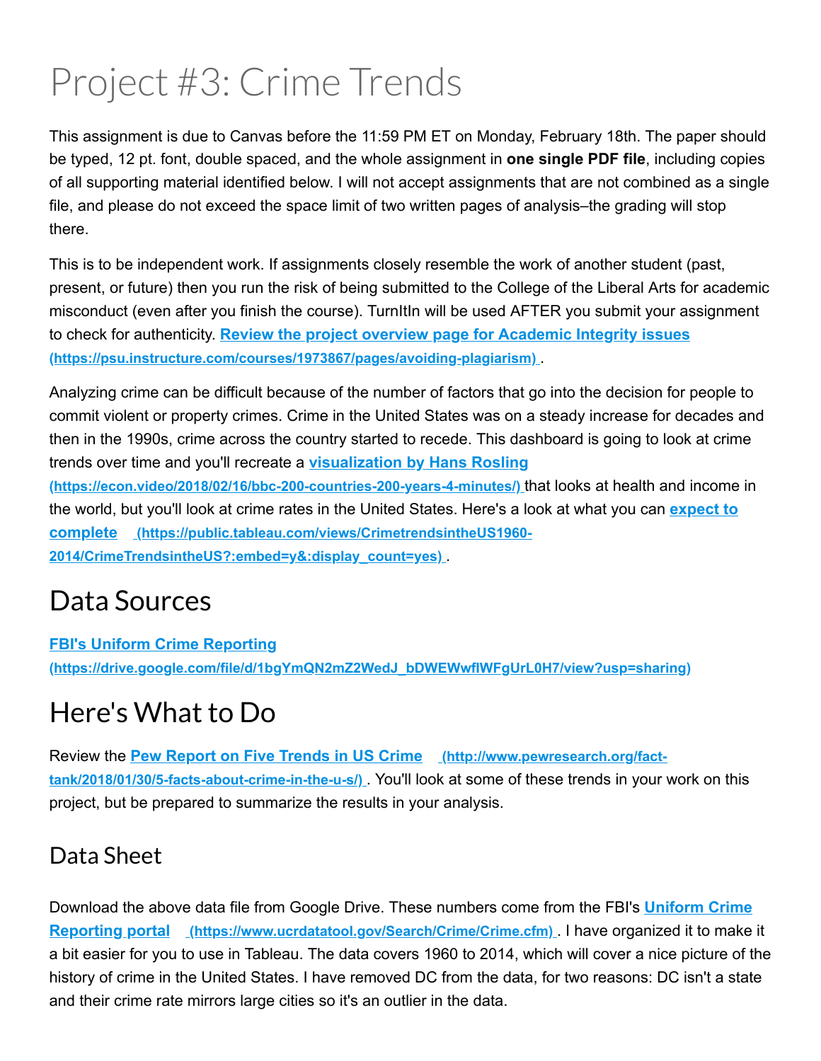# Project #3: Crime Trends

This assignment is due to Canvas before the 11:59 PM ET on Monday, February 18th. The paper should be typed, 12 pt. font, double spaced, and the whole assignment in **one single PDF file**, including copies of all supporting material identified below. I will not accept assignments that are not combined as a single file, and please do not exceed the space limit of two written pages of analysis–the grading will stop there.

This is to be independent work. If assignments closely resemble the work of another student (past, present, or future) then you run the risk of being submitted to the College of the Liberal Arts for academic misconduct (even after you finish the course). TurnItIn will be used AFTER you submit your assignment to check for authenticity. [**Review the project overview page for Academic Integrity issues**](https://psu.instructure.com/courses/1973867/pages/avoiding-plagiarism) (https://psu.instructure.com/courses/1973867/pages/avoiding-plagiarism).

Analyzing crime can be difficult because of the number of factors that go into the decision for people to commit violent or property crimes. Crime in the United States was on a steady increase for decades and then in the 1990s, crime across the country started to recede. This dashboard is going to look at crime trends over time and you'll recreate a [**visualization by Hans Rosling**](https://econ.video/2018/02/16/bbc-200-countries-200-years-4-minutes/) (https://econ.video/2018/02/16/bbc-200-countries-200-years-4-minutes/) that looks at health and income in the world, but you'll look at crime rates in the United States. Here's a look at what you can [**expect to complete**](https://public.tableau.com/views/CrimetrendsintheUS1960-2014/CrimeTrendsintheUS?:embed=y&:display_count=yes) (https://public.tableau.com/views/CrimetrendsintheUS1960-2014/CrimeTrendsintheUS?:embed=y&:display_count=yes).

## Data Sources

[**FBI's Uniform Crime Reporting**](https://drive.google.com/file/d/1bgYmQN2mZ2WedJ_bDWEWwflWFgUrL0H7/view?usp=sharing) (https://drive.google.com/file/d/1bgYmQN2mZ2WedJ_bDWEWwflWFgUrL0H7/view?usp=sharing)

## Here's What to Do

Review the [**Pew Report on Five Trends in US Crime**](http://www.pewresearch.org/fact-tank/2018/01/30/5-facts-about-crime-in-the-u-s/) (http://www.pewresearch.org/fact-tank/2018/01/30/5-facts-about-crime-in-the-u-s/). You'll look at some of these trends in your work on this project, but be prepared to summarize the results in your analysis.

### Data Sheet

Download the above data file from Google Drive. These numbers come from the FBI's [**Uniform Crime Reporting portal**](https://www.ucrdatatool.gov/Search/Crime/Crime.cfm) (https://www.ucrdatatool.gov/Search/Crime/Crime.cfm). I have organized it to make it a bit easier for you to use in Tableau. The data covers 1960 to 2014, which will cover a nice picture of the history of crime in the United States. I have removed DC from the data, for two reasons: DC isn't a state and their crime rate mirrors large cities so it's an outlier in the data.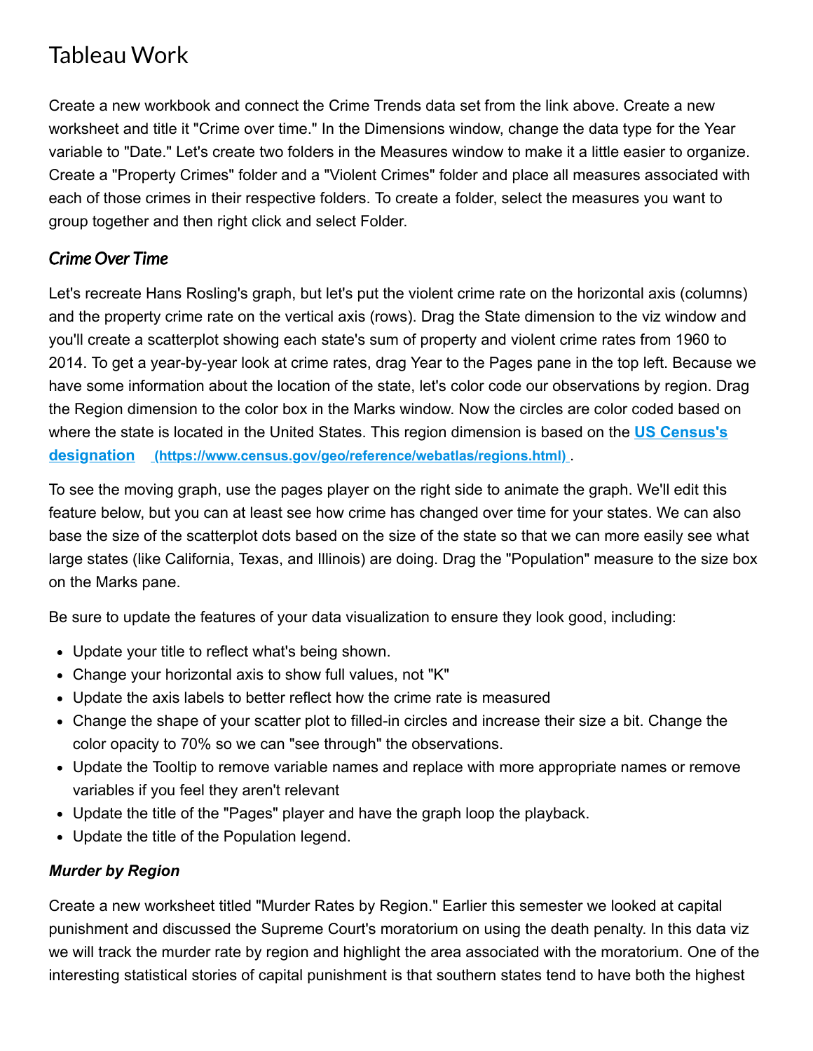# Tableau Work

Create a new workbook and connect the Crime Trends data set from the link above. Create a new worksheet and title it "Crime over time." In the Dimensions window, change the data type for the Year variable to "Date." Let's create two folders in the Measures window to make it a little easier to organize. Create a "Property Crimes" folder and a "Violent Crimes" folder and place all measures associated with each of those crimes in their respective folders. To create a folder, select the measures you want to group together and then right click and select Folder.

## *Crime Over Time*

Let's recreate Hans Rosling's graph, but let's put the violent crime rate on the horizontal axis (columns) and the property crime rate on the vertical axis (rows). Drag the State dimension to the viz window and you'll create a scatterplot showing each state's sum of property and violent crime rates from 1960 to 2014. To get a year-by-year look at crime rates, drag Year to the Pages pane in the top left. Because we have some information about the location of the state, let's color code our observations by region. Drag the Region dimension to the color box in the Marks window. Now the circles are color coded based on where the state is located in the United States. This region dimension is based on the [US Census's designation (https://www.census.gov/geo/reference/webatlas/regions.html)](https://www.census.gov/geo/reference/webatlas/regions.html).

To see the moving graph, use the pages player on the right side to animate the graph. We'll edit this feature below, but you can at least see how crime has changed over time for your states. We can also base the size of the scatterplot dots based on the size of the state so that we can more easily see what large states (like California, Texas, and Illinois) are doing. Drag the "Population" measure to the size box on the Marks pane.

Be sure to update the features of your data visualization to ensure they look good, including:

- Update your title to reflect what's being shown.
- Change your horizontal axis to show full values, not "K"
- Update the axis labels to better reflect how the crime rate is measured
- Change the shape of your scatter plot to filled-in circles and increase their size a bit. Change the color opacity to 70% so we can "see through" the observations.
- Update the Tooltip to remove variable names and replace with more appropriate names or remove variables if you feel they aren't relevant
- Update the title of the "Pages" player and have the graph loop the playback.
- Update the title of the Population legend.

### ***Murder by Region***

Create a new worksheet titled "Murder Rates by Region." Earlier this semester we looked at capital punishment and discussed the Supreme Court's moratorium on using the death penalty. In this data viz we will track the murder rate by region and highlight the area associated with the moratorium. One of the interesting statistical stories of capital punishment is that southern states tend to have both the highest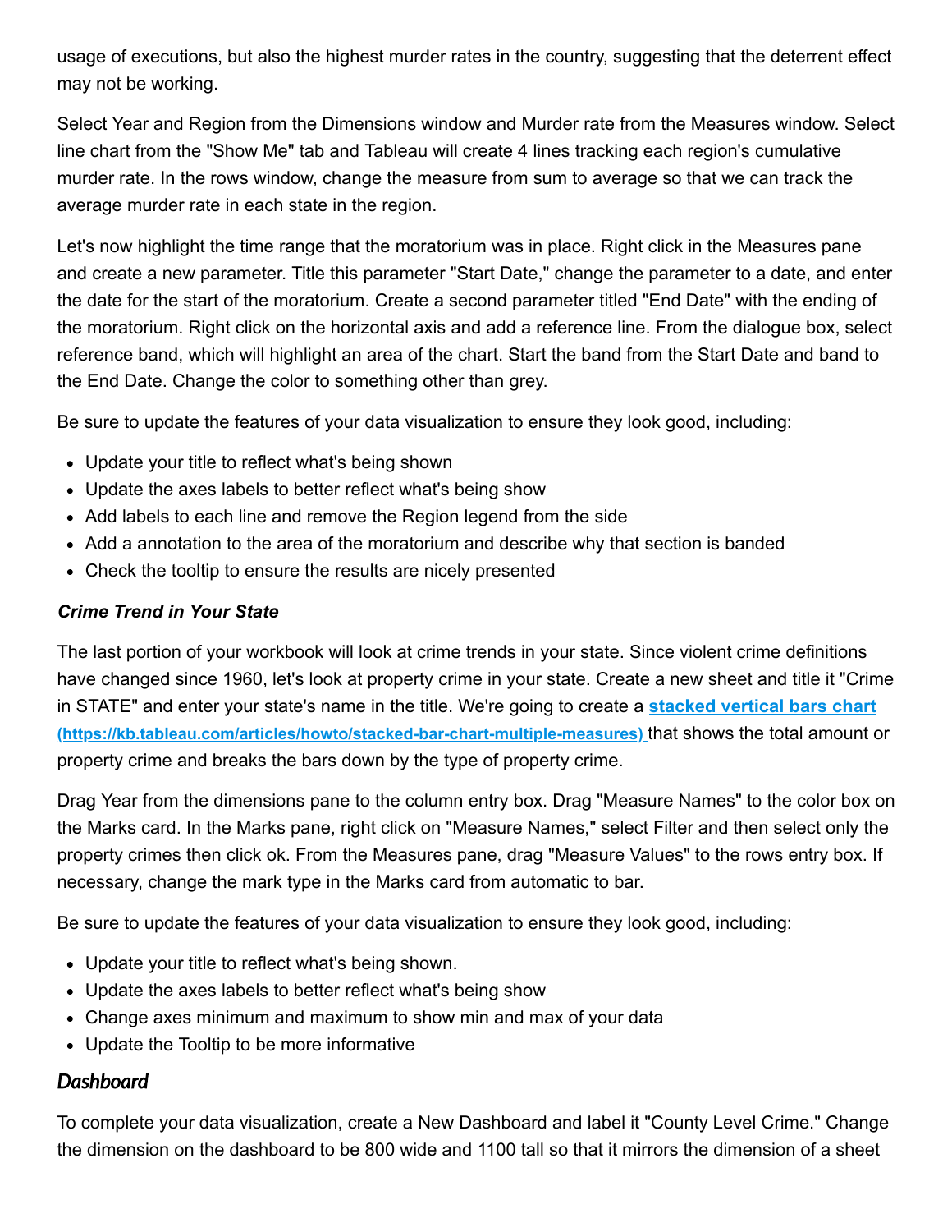usage of executions, but also the highest murder rates in the country, suggesting that the deterrent effect may not be working.

Select Year and Region from the Dimensions window and Murder rate from the Measures window. Select line chart from the "Show Me" tab and Tableau will create 4 lines tracking each region's cumulative murder rate. In the rows window, change the measure from sum to average so that we can track the average murder rate in each state in the region.

Let's now highlight the time range that the moratorium was in place. Right click in the Measures pane and create a new parameter. Title this parameter "Start Date," change the parameter to a date, and enter the date for the start of the moratorium. Create a second parameter titled "End Date" with the ending of the moratorium. Right click on the horizontal axis and add a reference line. From the dialogue box, select reference band, which will highlight an area of the chart. Start the band from the Start Date and band to the End Date. Change the color to something other than grey.

Be sure to update the features of your data visualization to ensure they look good, including:

- Update your title to reflect what's being shown
- Update the axes labels to better reflect what's being show
- Add labels to each line and remove the Region legend from the side
- Add a annotation to the area of the moratorium and describe why that section is banded
- Check the tooltip to ensure the results are nicely presented

***Crime Trend in Your State***

The last portion of your workbook will look at crime trends in your state. Since violent crime definitions have changed since 1960, let's look at property crime in your state. Create a new sheet and title it "Crime in STATE" and enter your state's name in the title. We're going to create a **stacked vertical bars chart (https://kb.tableau.com/articles/howto/stacked-bar-chart-multiple-measures)** that shows the total amount or property crime and breaks the bars down by the type of property crime.

Drag Year from the dimensions pane to the column entry box. Drag "Measure Names" to the color box on the Marks card. In the Marks pane, right click on "Measure Names," select Filter and then select only the property crimes then click ok. From the Measures pane, drag "Measure Values" to the rows entry box. If necessary, change the mark type in the Marks card from automatic to bar.

Be sure to update the features of your data visualization to ensure they look good, including:

- Update your title to reflect what's being shown.
- Update the axes labels to better reflect what's being show
- Change axes minimum and maximum to show min and max of your data
- Update the Tooltip to be more informative

## *Dashboard*

To complete your data visualization, create a New Dashboard and label it "County Level Crime." Change the dimension on the dashboard to be 800 wide and 1100 tall so that it mirrors the dimension of a sheet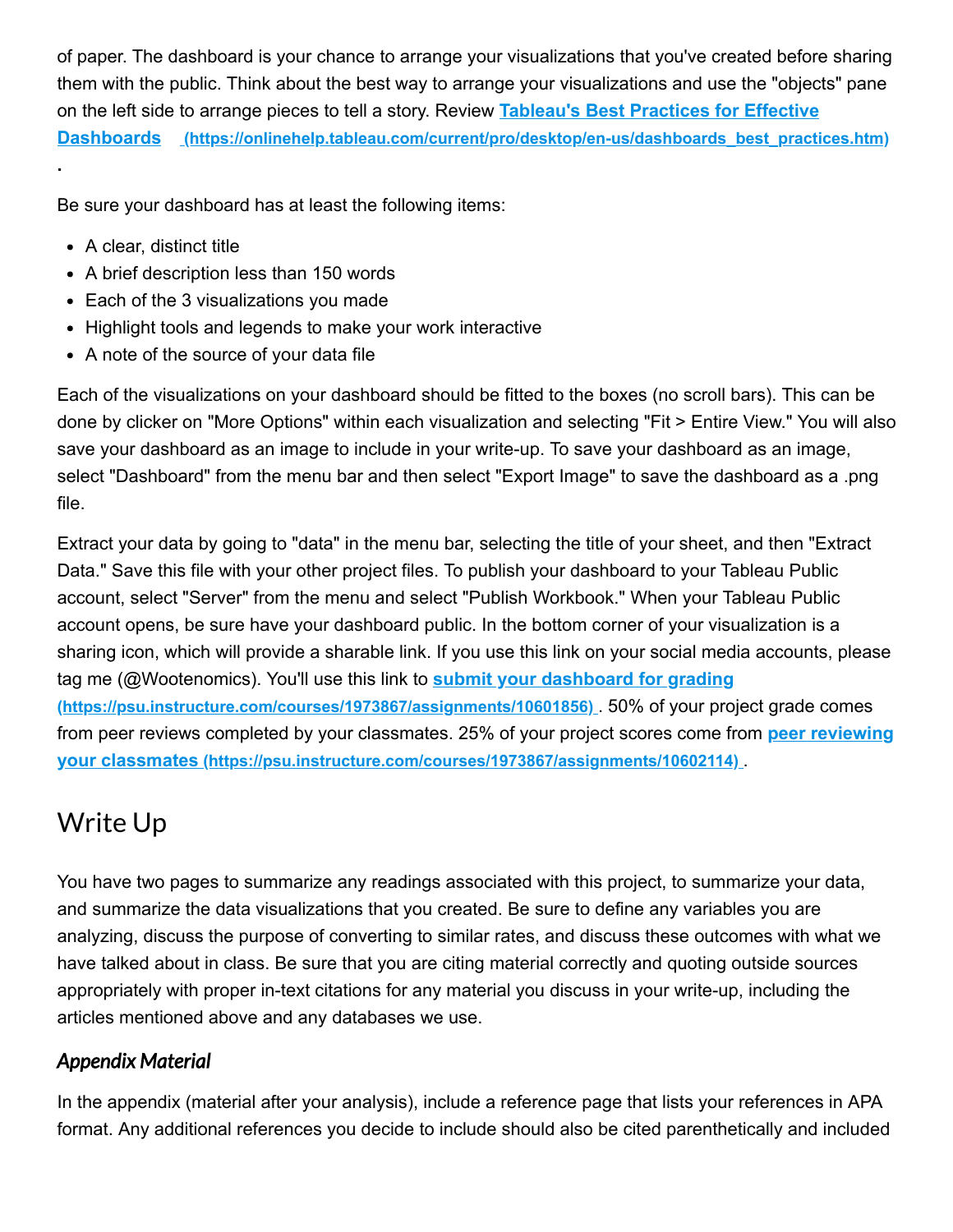of paper. The dashboard is your chance to arrange your visualizations that you've created before sharing them with the public. Think about the best way to arrange your visualizations and use the "objects" pane on the left side to arrange pieces to tell a story. Review [**Tableau's Best Practices for Effective Dashboards** (https://onlinehelp.tableau.com/current/pro/desktop/en-us/dashboards_best_practices.htm)](https://onlinehelp.tableau.com/current/pro/desktop/en-us/dashboards_best_practices.htm).

Be sure your dashboard has at least the following items:

- A clear, distinct title
- A brief description less than 150 words
- Each of the 3 visualizations you made
- Highlight tools and legends to make your work interactive
- A note of the source of your data file

Each of the visualizations on your dashboard should be fitted to the boxes (no scroll bars). This can be done by clicker on "More Options" within each visualization and selecting "Fit > Entire View." You will also save your dashboard as an image to include in your write-up. To save your dashboard as an image, select "Dashboard" from the menu bar and then select "Export Image" to save the dashboard as a .png file.

Extract your data by going to "data" in the menu bar, selecting the title of your sheet, and then "Extract Data." Save this file with your other project files. To publish your dashboard to your Tableau Public account, select "Server" from the menu and select "Publish Workbook." When your Tableau Public account opens, be sure have your dashboard public. In the bottom corner of your visualization is a sharing icon, which will provide a sharable link. If you use this link on your social media accounts, please tag me (@Wootenomics). You'll use this link to [**submit your dashboard for grading** (https://psu.instructure.com/courses/1973867/assignments/10601856)](https://psu.instructure.com/courses/1973867/assignments/10601856). 50% of your project grade comes from peer reviews completed by your classmates. 25% of your project scores come from [**peer reviewing your classmates** (https://psu.instructure.com/courses/1973867/assignments/10602114)](https://psu.instructure.com/courses/1973867/assignments/10602114).

## Write Up

You have two pages to summarize any readings associated with this project, to summarize your data, and summarize the data visualizations that you created. Be sure to define any variables you are analyzing, discuss the purpose of converting to similar rates, and discuss these outcomes with what we have talked about in class. Be sure that you are citing material correctly and quoting outside sources appropriately with proper in-text citations for any material you discuss in your write-up, including the articles mentioned above and any databases we use.

### *Appendix Material*

In the appendix (material after your analysis), include a reference page that lists your references in APA format. Any additional references you decide to include should also be cited parenthetically and included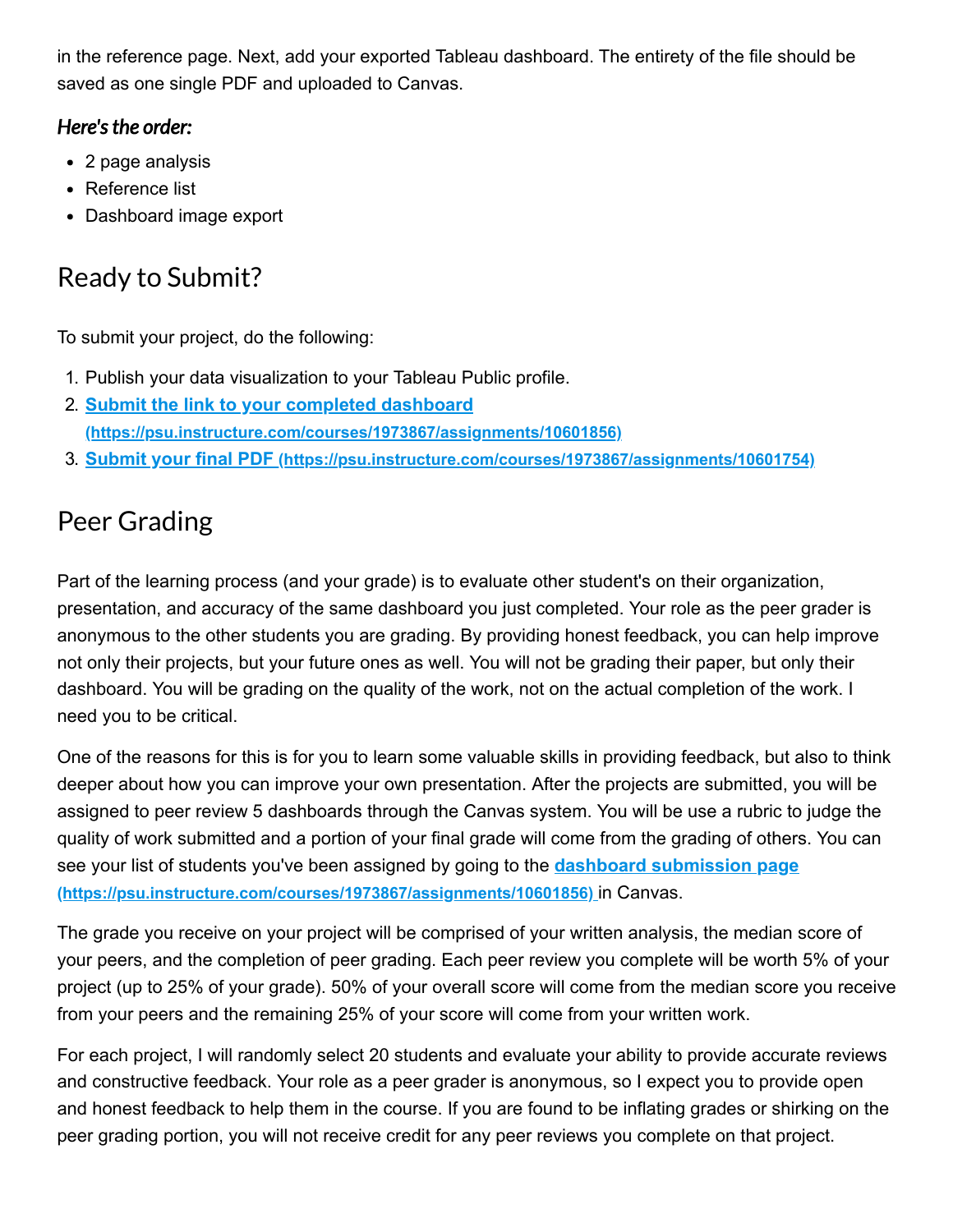in the reference page. Next, add your exported Tableau dashboard. The entirety of the file should be saved as one single PDF and uploaded to Canvas.

### *Here's the order:*

- 2 page analysis
- Reference list
- Dashboard image export

## Ready to Submit?

To submit your project, do the following:

1. Publish your data visualization to your Tableau Public profile.
2. **[Submit the link to your completed dashboard (https://psu.instructure.com/courses/1973867/assignments/10601856)](https://psu.instructure.com/courses/1973867/assignments/10601856)**
3. **[Submit your final PDF (https://psu.instructure.com/courses/1973867/assignments/10601754)](https://psu.instructure.com/courses/1973867/assignments/10601754)**

## Peer Grading

Part of the learning process (and your grade) is to evaluate other student's on their organization, presentation, and accuracy of the same dashboard you just completed. Your role as the peer grader is anonymous to the other students you are grading. By providing honest feedback, you can help improve not only their projects, but your future ones as well. You will not be grading their paper, but only their dashboard. You will be grading on the quality of the work, not on the actual completion of the work. I need you to be critical.

One of the reasons for this is for you to learn some valuable skills in providing feedback, but also to think deeper about how you can improve your own presentation. After the projects are submitted, you will be assigned to peer review 5 dashboards through the Canvas system. You will be use a rubric to judge the quality of work submitted and a portion of your final grade will come from the grading of others. You can see your list of students you've been assigned by going to the **[dashboard submission page (https://psu.instructure.com/courses/1973867/assignments/10601856)](https://psu.instructure.com/courses/1973867/assignments/10601856)** in Canvas.

The grade you receive on your project will be comprised of your written analysis, the median score of your peers, and the completion of peer grading. Each peer review you complete will be worth 5% of your project (up to 25% of your grade). 50% of your overall score will come from the median score you receive from your peers and the remaining 25% of your score will come from your written work.

For each project, I will randomly select 20 students and evaluate your ability to provide accurate reviews and constructive feedback. Your role as a peer grader is anonymous, so I expect you to provide open and honest feedback to help them in the course. If you are found to be inflating grades or shirking on the peer grading portion, you will not receive credit for any peer reviews you complete on that project.